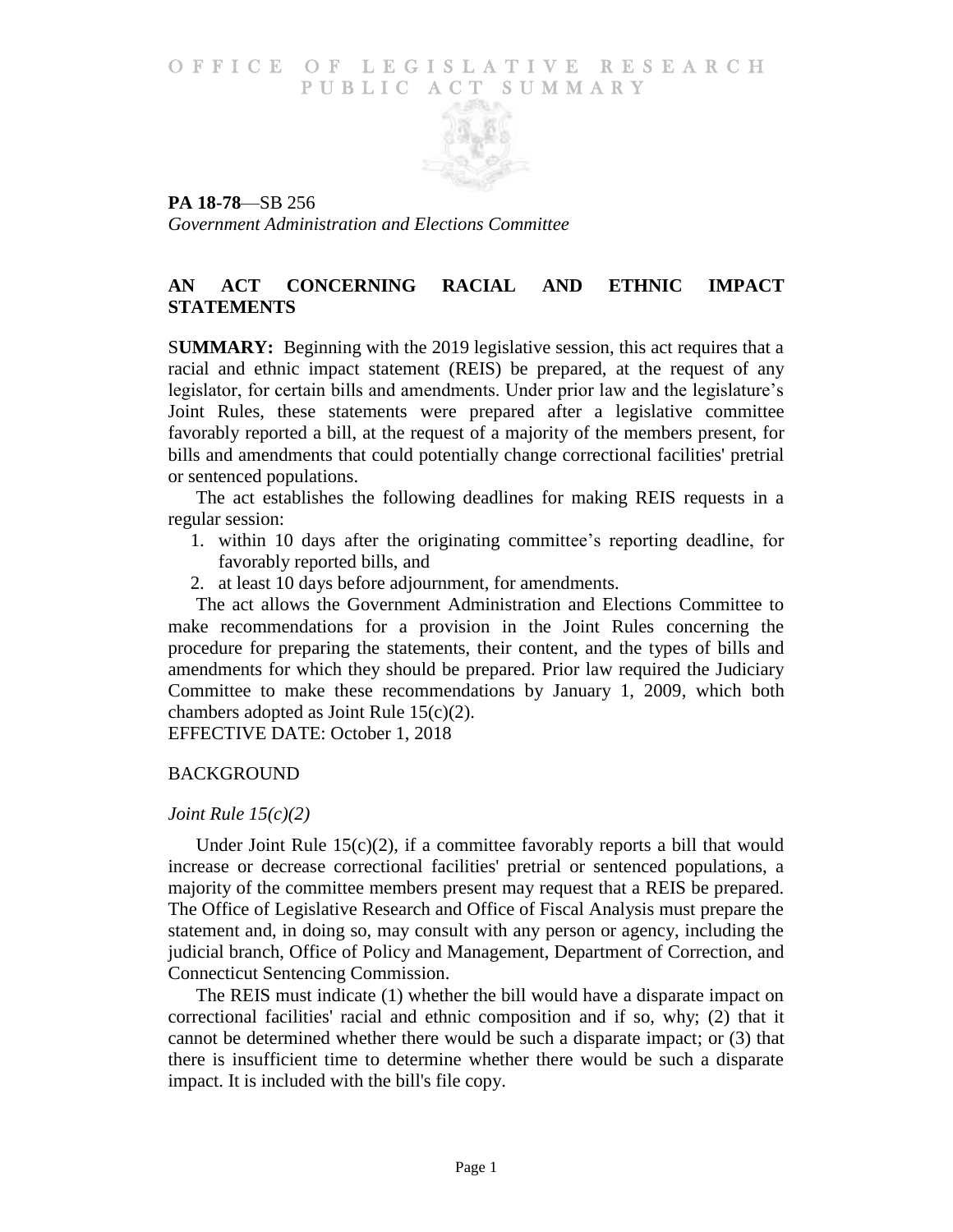# OFFICE OF LEGISLATIVE RESEARCH PUBLIC ACT SUMMARY

**PA 18-78**—SB 256
*Government Administration and Elections Committee*

## AN ACT CONCERNING RACIAL AND ETHNIC IMPACT STATEMENTS

S**UMMARY:** Beginning with the 2019 legislative session, this act requires that a racial and ethnic impact statement (REIS) be prepared, at the request of any legislator, for certain bills and amendments. Under prior law and the legislature's Joint Rules, these statements were prepared after a legislative committee favorably reported a bill, at the request of a majority of the members present, for bills and amendments that could potentially change correctional facilities' pretrial or sentenced populations.

The act establishes the following deadlines for making REIS requests in a regular session:

1. within 10 days after the originating committee's reporting deadline, for favorably reported bills, and
2. at least 10 days before adjournment, for amendments.

The act allows the Government Administration and Elections Committee to make recommendations for a provision in the Joint Rules concerning the procedure for preparing the statements, their content, and the types of bills and amendments for which they should be prepared. Prior law required the Judiciary Committee to make these recommendations by January 1, 2009, which both chambers adopted as Joint Rule 15(c)(2).

EFFECTIVE DATE: October 1, 2018

## BACKGROUND

### *Joint Rule 15(c)(2)*

Under Joint Rule 15(c)(2), if a committee favorably reports a bill that would increase or decrease correctional facilities' pretrial or sentenced populations, a majority of the committee members present may request that a REIS be prepared. The Office of Legislative Research and Office of Fiscal Analysis must prepare the statement and, in doing so, may consult with any person or agency, including the judicial branch, Office of Policy and Management, Department of Correction, and Connecticut Sentencing Commission.

The REIS must indicate (1) whether the bill would have a disparate impact on correctional facilities' racial and ethnic composition and if so, why; (2) that it cannot be determined whether there would be such a disparate impact; or (3) that there is insufficient time to determine whether there would be such a disparate impact. It is included with the bill's file copy.